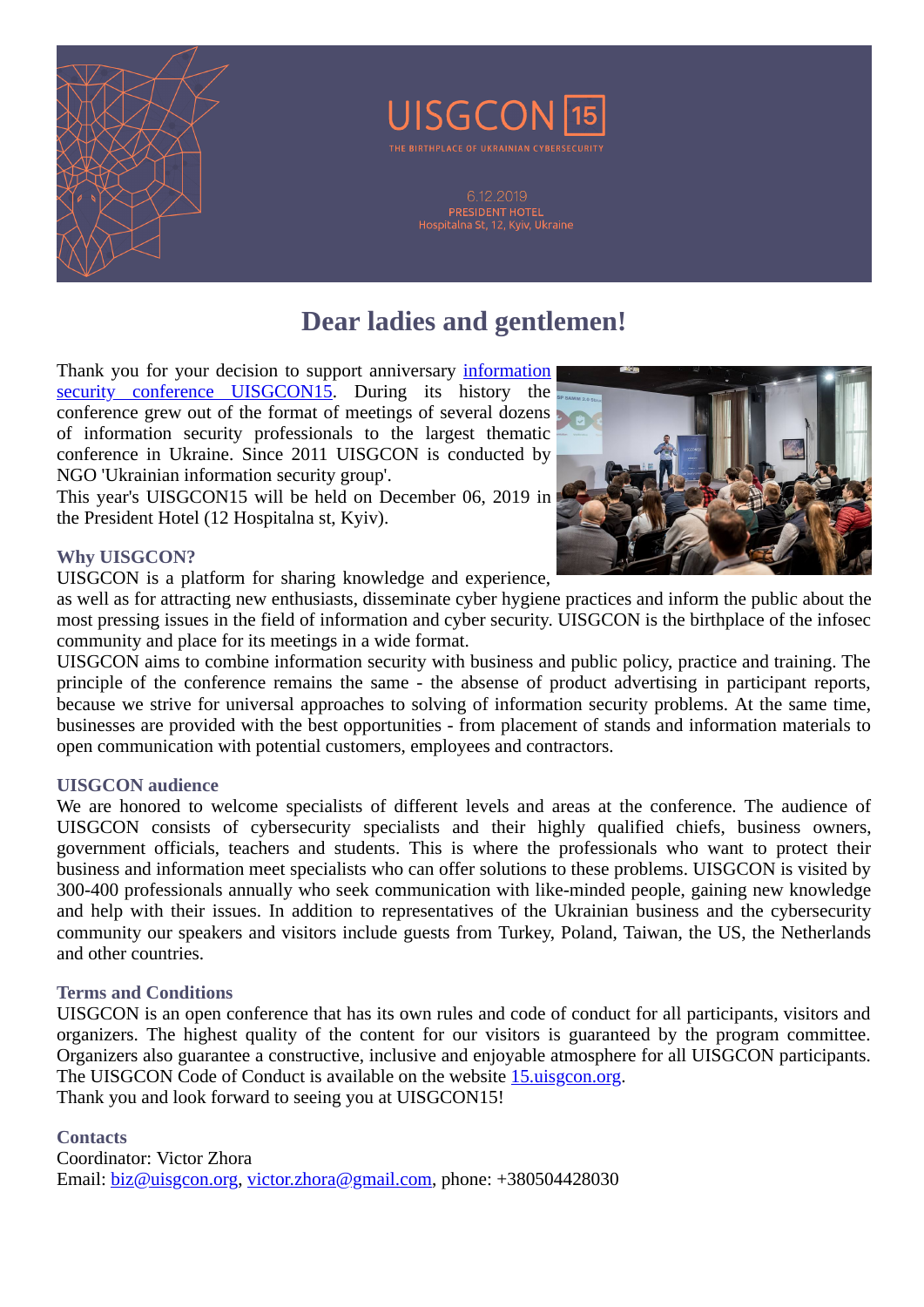UISGCON 15

THE BIRTHPLACE OF UKRAINIAN CYBERSECURITY

6.12.2019
PRESIDENT HOTEL
Hospitalna St, 12, Kyiv, Ukraine

# Dear ladies and gentlemen!

Thank you for your decision to support anniversary information security conference UISGCON15. During its history the conference grew out of the format of meetings of several dozens of information security professionals to the largest thematic conference in Ukraine. Since 2011 UISGCON is conducted by NGO 'Ukrainian information security group'.
This year's UISGCON15 will be held on December 06, 2019 in the President Hotel (12 Hospitalna st, Kyiv).

### Why UISGCON?

UISGCON is a platform for sharing knowledge and experience, as well as for attracting new enthusiasts, disseminate cyber hygiene practices and inform the public about the most pressing issues in the field of information and cyber security. UISGCON is the birthplace of the infosec community and place for its meetings in a wide format.
UISGCON aims to combine information security with business and public policy, practice and training. The principle of the conference remains the same - the absense of product advertising in participant reports, because we strive for universal approaches to solving of information security problems. At the same time, businesses are provided with the best opportunities - from placement of stands and information materials to open communication with potential customers, employees and contractors.

### UISGCON audience

We are honored to welcome specialists of different levels and areas at the conference. The audience of UISGCON consists of cybersecurity specialists and their highly qualified chiefs, business owners, government officials, teachers and students. This is where the professionals who want to protect their business and information meet specialists who can offer solutions to these problems. UISGCON is visited by 300-400 professionals annually who seek communication with like-minded people, gaining new knowledge and help with their issues. In addition to representatives of the Ukrainian business and the cybersecurity community our speakers and visitors include guests from Turkey, Poland, Taiwan, the US, the Netherlands and other countries.

### Terms and Conditions

UISGCON is an open conference that has its own rules and code of conduct for all participants, visitors and organizers. The highest quality of the content for our visitors is guaranteed by the program committee. Organizers also guarantee a constructive, inclusive and enjoyable atmosphere for all UISGCON participants. The UISGCON Code of Conduct is available on the website 15.uisgcon.org.
Thank you and look forward to seeing you at UISGCON15!

### Contacts

Coordinator: Victor Zhora
Email: biz@uisgcon.org, victor.zhora@gmail.com, phone: +380504428030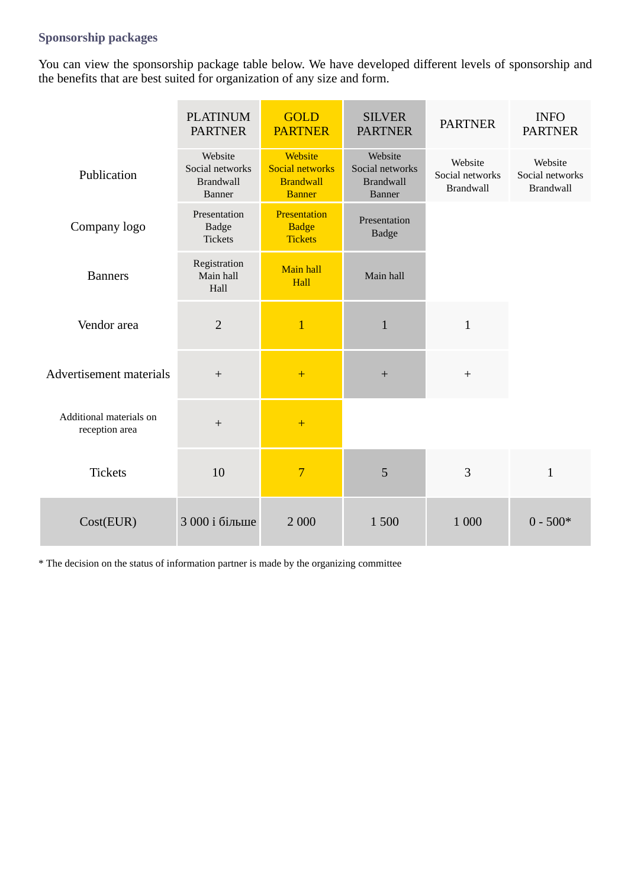### Sponsorship packages

You can view the sponsorship package table below. We have developed different levels of sponsorship and the benefits that are best suited for organization of any size and form.

| | PLATINUM PARTNER | GOLD PARTNER | SILVER PARTNER | PARTNER | INFO PARTNER |
|---|---|---|---|---|---|
| Publication | Website<br>Social networks<br>Brandwall<br>Banner | Website<br>Social networks<br>Brandwall<br>Banner | Website<br>Social networks<br>Brandwall<br>Banner | Website<br>Social networks<br>Brandwall | Website<br>Social networks<br>Brandwall |
| Company logo | Presentation<br>Badge<br>Tickets | Presentation<br>Badge<br>Tickets | Presentation<br>Badge | | |
| Banners | Registration<br>Main hall<br>Hall | Main hall<br>Hall | Main hall | | |
| Vendor area | 2 | 1 | 1 | 1 | |
| Advertisement materials | + | + | + | + | |
| Additional materials on reception area | + | + | | | |
| Tickets | 10 | 7 | 5 | 3 | 1 |
| Cost(EUR) | 3 000 і більше | 2 000 | 1 500 | 1 000 | 0 - 500* |

* The decision on the status of information partner is made by the organizing committee